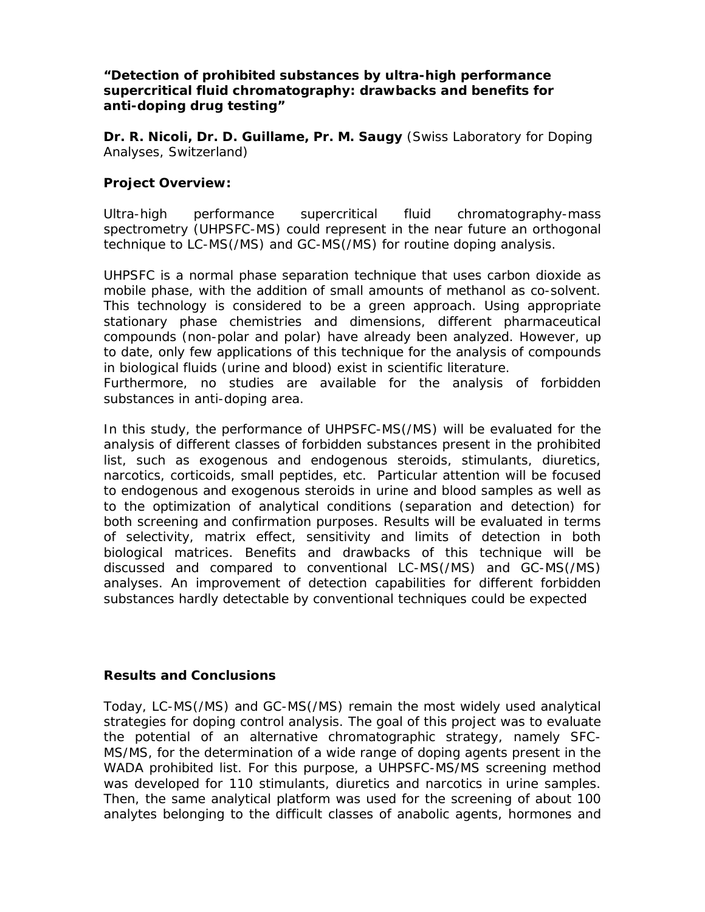**"Detection of prohibited substances by ultra-high performance supercritical fluid chromatography: drawbacks and benefits for anti-doping drug testing"**

**Dr. R. Nicoli, Dr. D. Guillame, Pr. M. Saugy** (Swiss Laboratory for Doping Analyses, Switzerland)

**Project Overview:**

Ultra-high performance supercritical fluid chromatography-mass spectrometry (UHPSFC-MS) could represent in the near future an orthogonal technique to LC-MS(/MS) and GC-MS(/MS) for routine doping analysis.

UHPSFC is a normal phase separation technique that uses carbon dioxide as mobile phase, with the addition of small amounts of methanol as co-solvent. This technology is considered to be a green approach. Using appropriate stationary phase chemistries and dimensions, different pharmaceutical compounds (non-polar and polar) have already been analyzed. However, up to date, only few applications of this technique for the analysis of compounds in biological fluids (urine and blood) exist in scientific literature.
Furthermore, no studies are available for the analysis of forbidden substances in anti-doping area.

In this study, the performance of UHPSFC-MS(/MS) will be evaluated for the analysis of different classes of forbidden substances present in the prohibited list, such as exogenous and endogenous steroids, stimulants, diuretics, narcotics, corticoids, small peptides, etc. Particular attention will be focused to endogenous and exogenous steroids in urine and blood samples as well as to the optimization of analytical conditions (separation and detection) for both screening and confirmation purposes. Results will be evaluated in terms of selectivity, matrix effect, sensitivity and limits of detection in both biological matrices. Benefits and drawbacks of this technique will be discussed and compared to conventional LC-MS(/MS) and GC-MS(/MS) analyses. An improvement of detection capabilities for different forbidden substances hardly detectable by conventional techniques could be expected

**Results and Conclusions**

Today, LC-MS(/MS) and GC-MS(/MS) remain the most widely used analytical strategies for doping control analysis. The goal of this project was to evaluate the potential of an alternative chromatographic strategy, namely SFC-MS/MS, for the determination of a wide range of doping agents present in the WADA prohibited list. For this purpose, a UHPSFC-MS/MS screening method was developed for 110 stimulants, diuretics and narcotics in urine samples. Then, the same analytical platform was used for the screening of about 100 analytes belonging to the difficult classes of anabolic agents, hormones and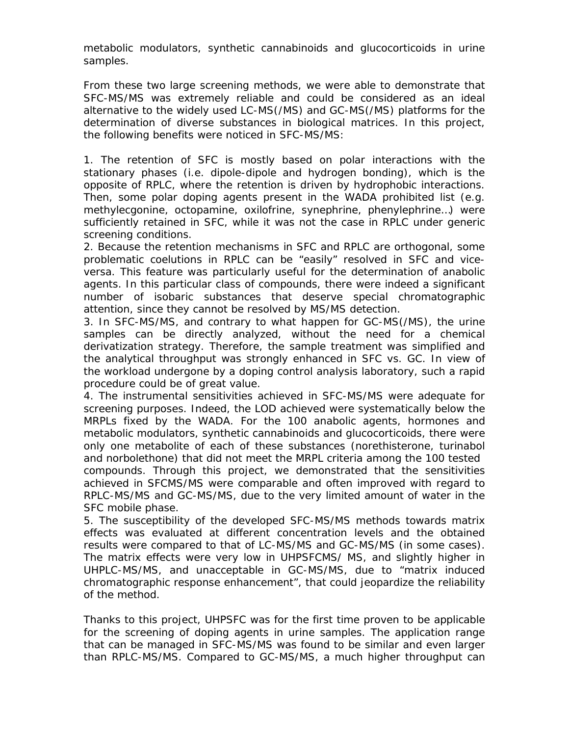metabolic modulators, synthetic cannabinoids and glucocorticoids in urine samples.

From these two large screening methods, we were able to demonstrate that SFC-MS/MS was extremely reliable and could be considered as an ideal alternative to the widely used LC-MS(/MS) and GC-MS(/MS) platforms for the determination of diverse substances in biological matrices. In this project, the following benefits were noticed in SFC-MS/MS:

1. The retention of SFC is mostly based on polar interactions with the stationary phases (i.e. dipole-dipole and hydrogen bonding), which is the opposite of RPLC, where the retention is driven by hydrophobic interactions. Then, some polar doping agents present in the WADA prohibited list (e.g. methylecgonine, octopamine, oxilofrine, synephrine, phenylephrine…) were sufficiently retained in SFC, while it was not the case in RPLC under generic screening conditions.
2. Because the retention mechanisms in SFC and RPLC are orthogonal, some problematic coelutions in RPLC can be "easily" resolved in SFC and vice-versa. This feature was particularly useful for the determination of anabolic agents. In this particular class of compounds, there were indeed a significant number of isobaric substances that deserve special chromatographic attention, since they cannot be resolved by MS/MS detection.
3. In SFC-MS/MS, and contrary to what happen for GC-MS(/MS), the urine samples can be directly analyzed, without the need for a chemical derivatization strategy. Therefore, the sample treatment was simplified and the analytical throughput was strongly enhanced in SFC vs. GC. In view of the workload undergone by a doping control analysis laboratory, such a rapid procedure could be of great value.
4. The instrumental sensitivities achieved in SFC-MS/MS were adequate for screening purposes. Indeed, the LOD achieved were systematically below the MRPLs fixed by the WADA. For the 100 anabolic agents, hormones and metabolic modulators, synthetic cannabinoids and glucocorticoids, there were only one metabolite of each of these substances (norethisterone, turinabol and norbolethone) that did not meet the MRPL criteria among the 100 tested compounds. Through this project, we demonstrated that the sensitivities achieved in SFCMS/MS were comparable and often improved with regard to RPLC-MS/MS and GC-MS/MS, due to the very limited amount of water in the SFC mobile phase.
5. The susceptibility of the developed SFC-MS/MS methods towards matrix effects was evaluated at different concentration levels and the obtained results were compared to that of LC-MS/MS and GC-MS/MS (in some cases). The matrix effects were very low in UHPSFCMS/ MS, and slightly higher in UHPLC-MS/MS, and unacceptable in GC-MS/MS, due to "matrix induced chromatographic response enhancement", that could jeopardize the reliability of the method.

Thanks to this project, UHPSFC was for the first time proven to be applicable for the screening of doping agents in urine samples. The application range that can be managed in SFC-MS/MS was found to be similar and even larger than RPLC-MS/MS. Compared to GC-MS/MS, a much higher throughput can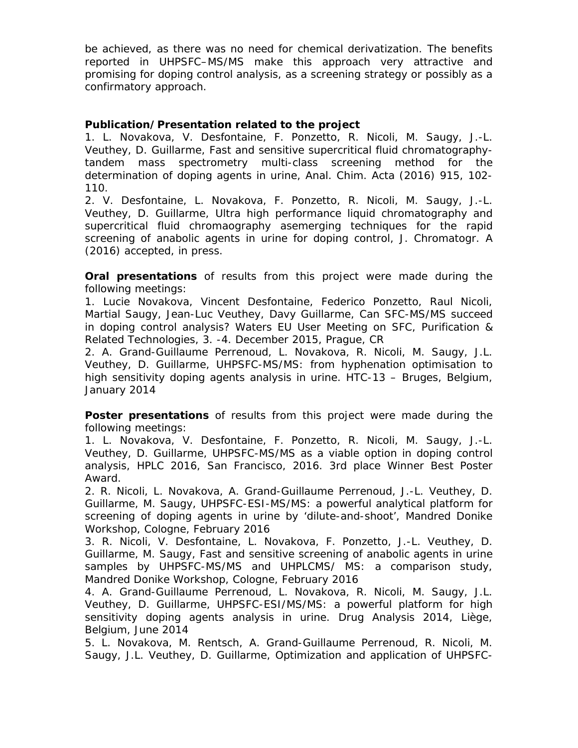be achieved, as there was no need for chemical derivatization. The benefits reported in UHPSFC–MS/MS make this approach very attractive and promising for doping control analysis, as a screening strategy or possibly as a confirmatory approach.

**Publication/Presentation related to the project**

1. L. Novakova, V. Desfontaine, F. Ponzetto, R. Nicoli, M. Saugy, J.-L. Veuthey, D. Guillarme, Fast and sensitive supercritical fluid chromatography-tandem mass spectrometry multi-class screening method for the determination of doping agents in urine, Anal. Chim. Acta (2016) 915, 102-110.
2. V. Desfontaine, L. Novakova, F. Ponzetto, R. Nicoli, M. Saugy, J.-L. Veuthey, D. Guillarme, Ultra high performance liquid chromatography and supercritical fluid chromaography asemerging techniques for the rapid screening of anabolic agents in urine for doping control, J. Chromatogr. A (2016) accepted, in press.

**Oral presentations** of results from this project were made during the following meetings:

1. Lucie Novakova, Vincent Desfontaine, Federico Ponzetto, Raul Nicoli, Martial Saugy, Jean-Luc Veuthey, Davy Guillarme, Can SFC-MS/MS succeed in doping control analysis? Waters EU User Meeting on SFC, Purification & Related Technologies, 3. -4. December 2015, Prague, CR
2. A. Grand-Guillaume Perrenoud, L. Novakova, R. Nicoli, M. Saugy, J.L. Veuthey, D. Guillarme, UHPSFC-MS/MS: from hyphenation optimisation to high sensitivity doping agents analysis in urine. HTC-13 – Bruges, Belgium, January 2014

**Poster presentations** of results from this project were made during the following meetings:

1. L. Novakova, V. Desfontaine, F. Ponzetto, R. Nicoli, M. Saugy, J.-L. Veuthey, D. Guillarme, UHPSFC-MS/MS as a viable option in doping control analysis, HPLC 2016, San Francisco, 2016. 3rd place Winner Best Poster Award.
2. R. Nicoli, L. Novakova, A. Grand-Guillaume Perrenoud, J.-L. Veuthey, D. Guillarme, M. Saugy, UHPSFC-ESI-MS/MS: a powerful analytical platform for screening of doping agents in urine by 'dilute-and-shoot', Mandred Donike Workshop, Cologne, February 2016
3. R. Nicoli, V. Desfontaine, L. Novakova, F. Ponzetto, J.-L. Veuthey, D. Guillarme, M. Saugy, Fast and sensitive screening of anabolic agents in urine samples by UHPSFC-MS/MS and UHPLCMS/ MS: a comparison study, Mandred Donike Workshop, Cologne, February 2016
4. A. Grand-Guillaume Perrenoud, L. Novakova, R. Nicoli, M. Saugy, J.L. Veuthey, D. Guillarme, UHPSFC-ESI/MS/MS: a powerful platform for high sensitivity doping agents analysis in urine. Drug Analysis 2014, Liège, Belgium, June 2014
5. L. Novakova, M. Rentsch, A. Grand-Guillaume Perrenoud, R. Nicoli, M. Saugy, J.L. Veuthey, D. Guillarme, Optimization and application of UHPSFC-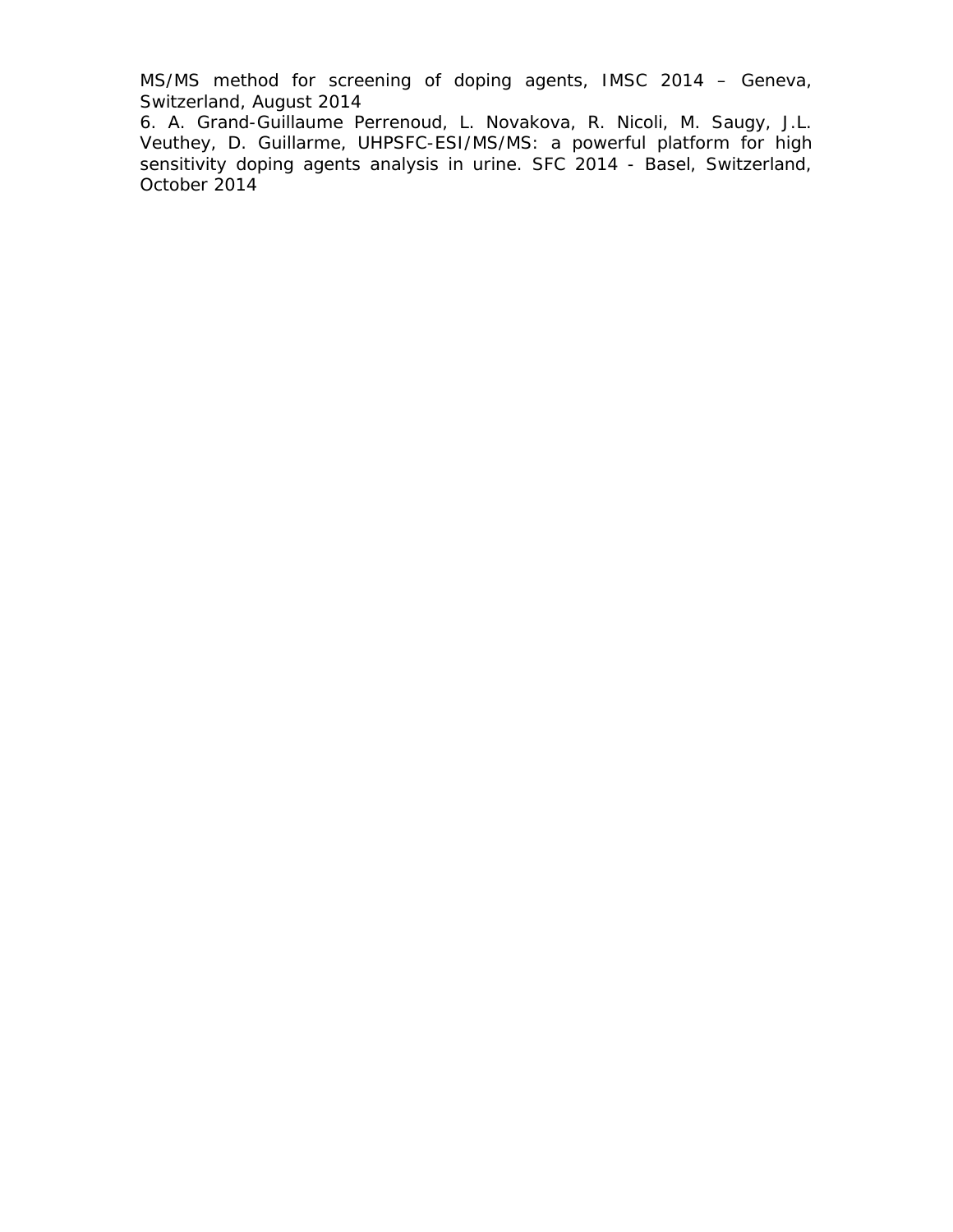MS/MS method for screening of doping agents, IMSC 2014 – Geneva, Switzerland, August 2014

6. A. Grand-Guillaume Perrenoud, L. Novakova, R. Nicoli, M. Saugy, J.L. Veuthey, D. Guillarme, UHPSFC-ESI/MS/MS: a powerful platform for high sensitivity doping agents analysis in urine. SFC 2014 - Basel, Switzerland, October 2014